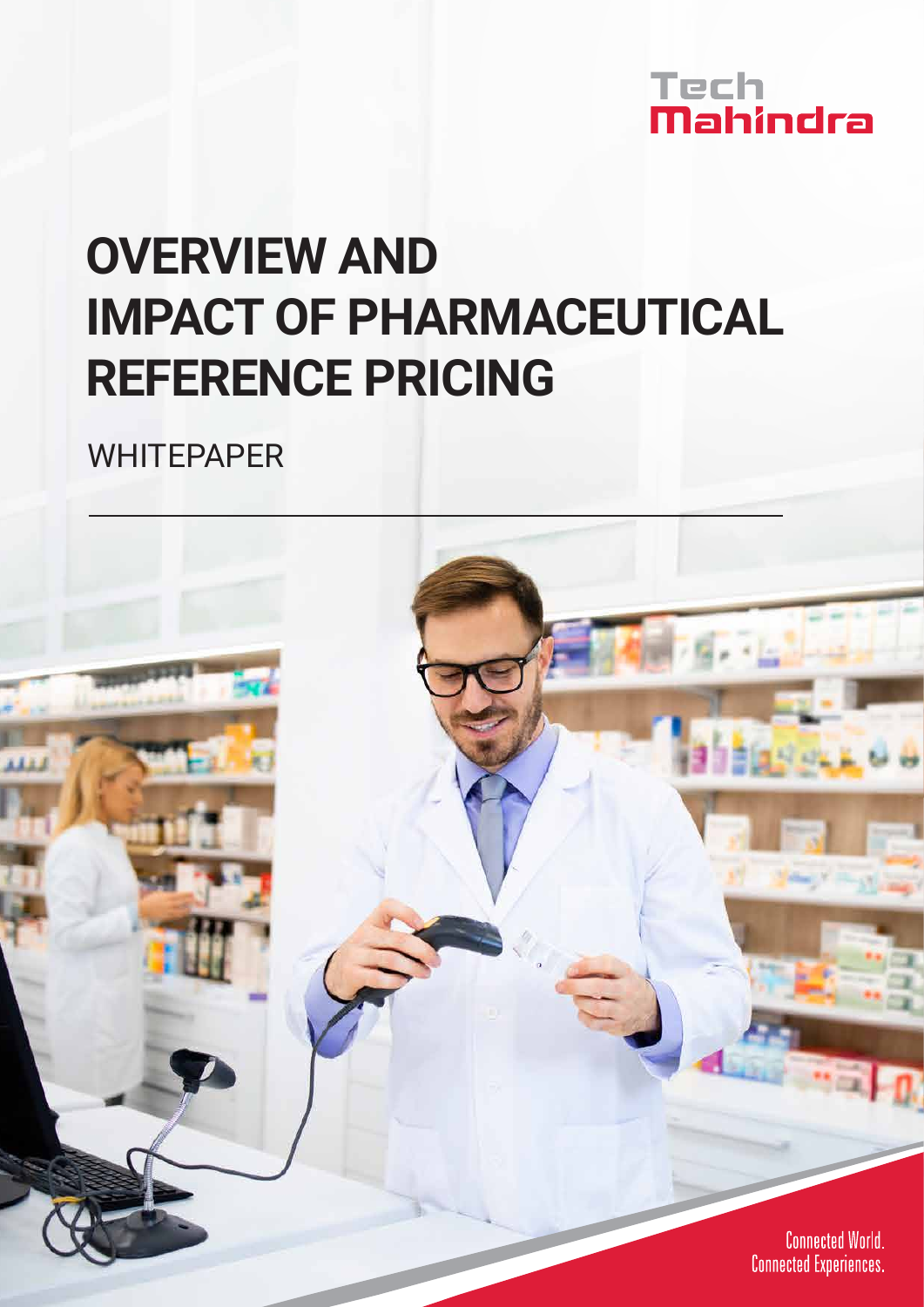Tech Mahindra

# OVERVIEW AND IMPACT OF PHARMACEUTICAL REFERENCE PRICING

WHITEPAPER

Connected World. Connected Experiences.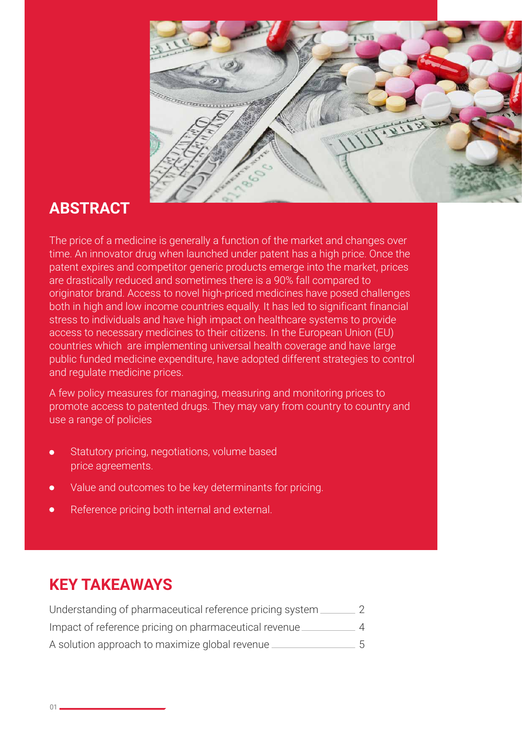## ABSTRACT

The price of a medicine is generally a function of the market and changes over time. An innovator drug when launched under patent has a high price. Once the patent expires and competitor generic products emerge into the market, prices are drastically reduced and sometimes there is a 90% fall compared to originator brand. Access to novel high-priced medicines have posed challenges both in high and low income countries equally. It has led to significant financial stress to individuals and have high impact on healthcare systems to provide access to necessary medicines to their citizens. In the European Union (EU) countries which are implementing universal health coverage and have large public funded medicine expenditure, have adopted different strategies to control and regulate medicine prices.

A few policy measures for managing, measuring and monitoring prices to promote access to patented drugs. They may vary from country to country and use a range of policies

- Statutory pricing, negotiations, volume based price agreements.
- Value and outcomes to be key determinants for pricing.
- Reference pricing both internal and external.

## KEY TAKEAWAYS

Understanding of pharmaceutical reference pricing system ________ 2
Impact of reference pricing on pharmaceutical revenue ________ 4
A solution approach to maximize global revenue ________ 5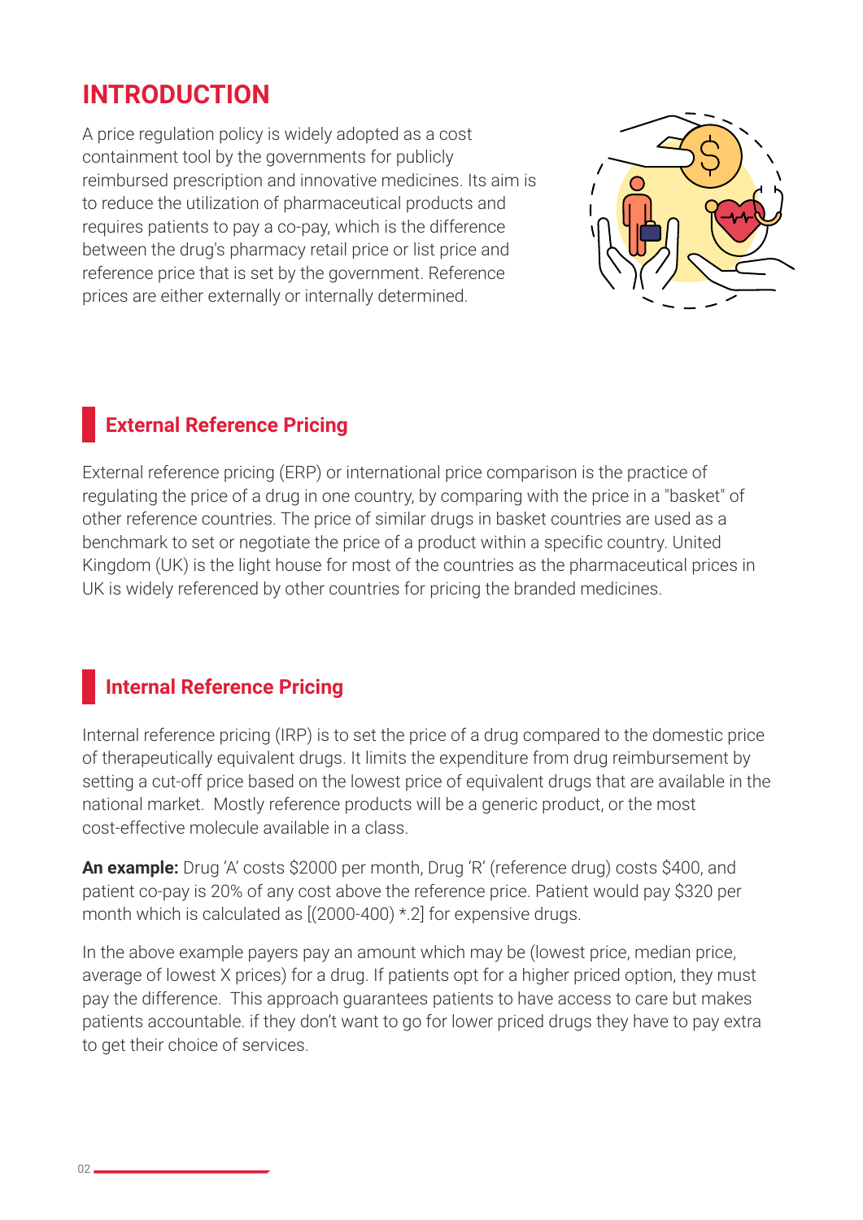# INTRODUCTION

A price regulation policy is widely adopted as a cost containment tool by the governments for publicly reimbursed prescription and innovative medicines. Its aim is to reduce the utilization of pharmaceutical products and requires patients to pay a co-pay, which is the difference between the drug's pharmacy retail price or list price and reference price that is set by the government. Reference prices are either externally or internally determined.

## External Reference Pricing

External reference pricing (ERP) or international price comparison is the practice of regulating the price of a drug in one country, by comparing with the price in a "basket" of other reference countries. The price of similar drugs in basket countries are used as a benchmark to set or negotiate the price of a product within a specific country. United Kingdom (UK) is the light house for most of the countries as the pharmaceutical prices in UK is widely referenced by other countries for pricing the branded medicines.

## Internal Reference Pricing

Internal reference pricing (IRP) is to set the price of a drug compared to the domestic price of therapeutically equivalent drugs. It limits the expenditure from drug reimbursement by setting a cut-off price based on the lowest price of equivalent drugs that are available in the national market. Mostly reference products will be a generic product, or the most cost-effective molecule available in a class.

**An example:** Drug 'A' costs $2000 per month, Drug 'R' (reference drug) costs $400, and patient co-pay is 20% of any cost above the reference price. Patient would pay $320 per month which is calculated as [(2000-400) *.2] for expensive drugs.

In the above example payers pay an amount which may be (lowest price, median price, average of lowest X prices) for a drug. If patients opt for a higher priced option, they must pay the difference. This approach guarantees patients to have access to care but makes patients accountable. if they don't want to go for lower priced drugs they have to pay extra to get their choice of services.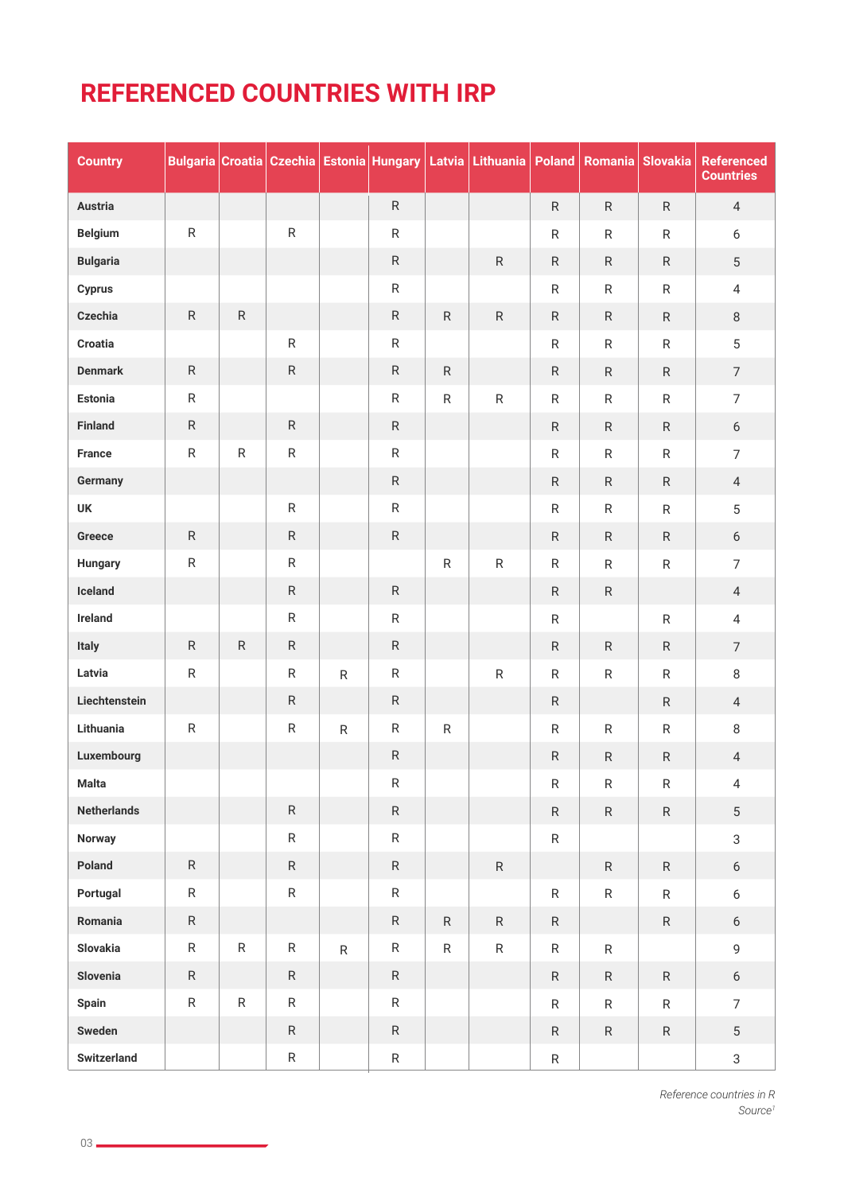# REFERENCED COUNTRIES WITH IRP

| Country | Bulgaria | Croatia | Czechia | Estonia | Hungary | Latvia | Lithuania | Poland | Romania | Slovakia | Referenced Countries |
|---|---|---|---|---|---|---|---|---|---|---|---|
| Austria | | | | | R | | | R | R | R | 4 |
| Belgium | R | | R | | R | | | R | R | R | 6 |
| Bulgaria | | | | | R | | R | R | R | R | 5 |
| Cyprus | | | | | R | | | R | R | R | 4 |
| Czechia | R | R | | | R | R | R | R | R | R | 8 |
| Croatia | | | R | | R | | | R | R | R | 5 |
| Denmark | R | | R | | R | R | | R | R | R | 7 |
| Estonia | R | | | | R | R | R | R | R | R | 7 |
| Finland | R | | R | | R | | | R | R | R | 6 |
| France | R | R | R | | R | | | R | R | R | 7 |
| Germany | | | | | R | | | R | R | R | 4 |
| UK | | | R | | R | | | R | R | R | 5 |
| Greece | R | | R | | R | | | R | R | R | 6 |
| Hungary | R | | R | | | R | R | R | R | R | 7 |
| Iceland | | | R | | R | | | R | R | | 4 |
| Ireland | | | R | | R | | | R | | R | 4 |
| Italy | R | R | R | | R | | | R | R | R | 7 |
| Latvia | R | | R | R | R | | R | R | R | R | 8 |
| Liechtenstein | | | R | | R | | | R | | R | 4 |
| Lithuania | R | | R | R | R | R | | R | R | R | 8 |
| Luxembourg | | | | | R | | | R | R | R | 4 |
| Malta | | | | | R | | | R | R | R | 4 |
| Netherlands | | | R | | R | | | R | R | R | 5 |
| Norway | | | R | | R | | | R | | | 3 |
| Poland | R | | R | | R | | R | | R | R | 6 |
| Portugal | R | | R | | R | | | R | R | R | 6 |
| Romania | R | | | | R | R | R | R | | R | 6 |
| Slovakia | R | R | R | R | R | R | R | R | R | | 9 |
| Slovenia | R | | R | | R | | | R | R | R | 6 |
| Spain | R | R | R | | R | | | R | R | R | 7 |
| Sweden | | | R | | R | | | R | R | R | 5 |
| Switzerland | | | R | | R | | | R | | | 3 |

*Reference countries in R*

*Source[1]*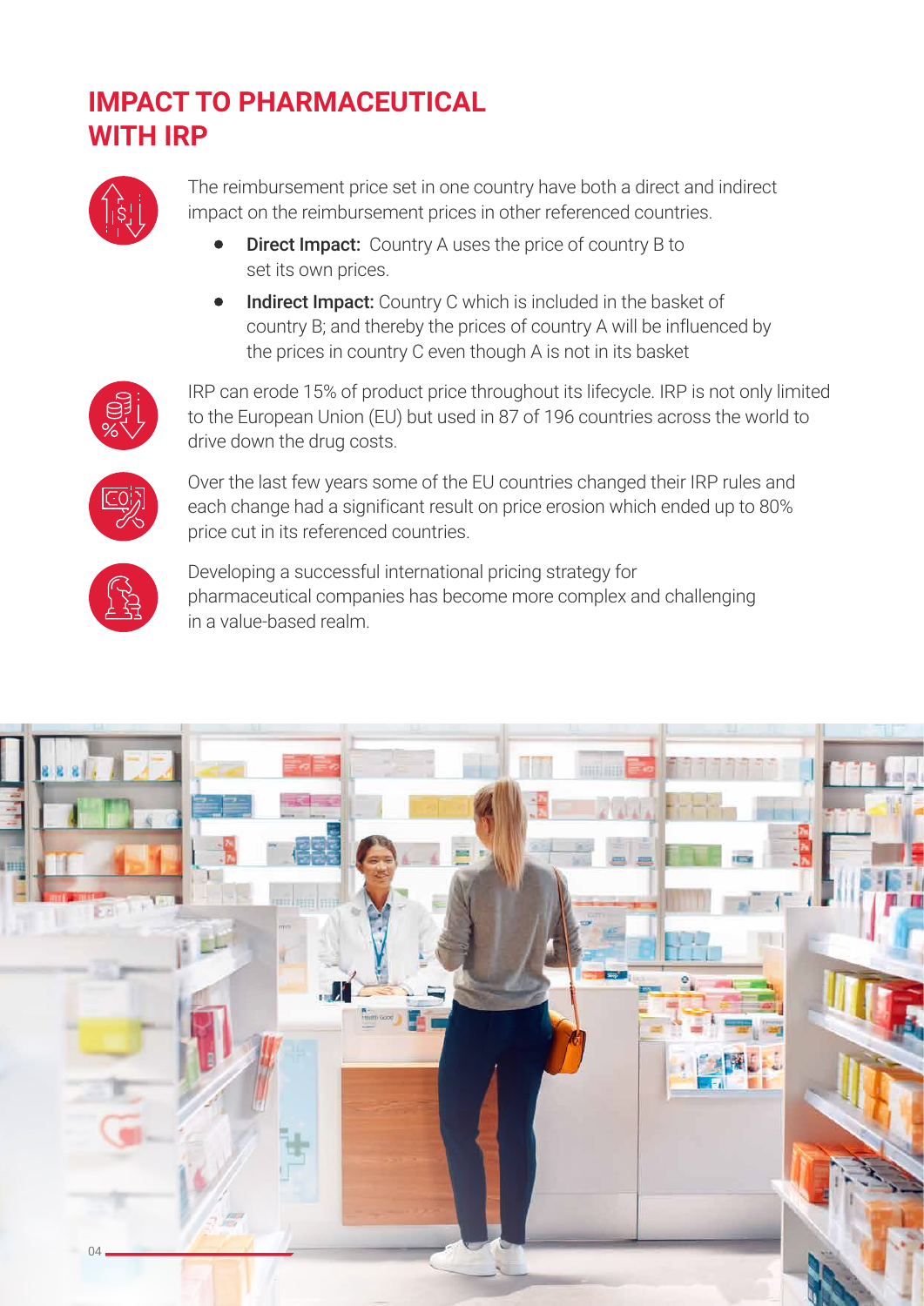# IMPACT TO PHARMACEUTICAL WITH IRP

The reimbursement price set in one country have both a direct and indirect impact on the reimbursement prices in other referenced countries.

- **Direct Impact:** Country A uses the price of country B to set its own prices.
- **Indirect Impact:** Country C which is included in the basket of country B; and thereby the prices of country A will be influenced by the prices in country C even though A is not in its basket

IRP can erode 15% of product price throughout its lifecycle. IRP is not only limited to the European Union (EU) but used in 87 of 196 countries across the world to drive down the drug costs.

Over the last few years some of the EU countries changed their IRP rules and each change had a significant result on price erosion which ended up to 80% price cut in its referenced countries.

Developing a successful international pricing strategy for pharmaceutical companies has become more complex and challenging in a value-based realm.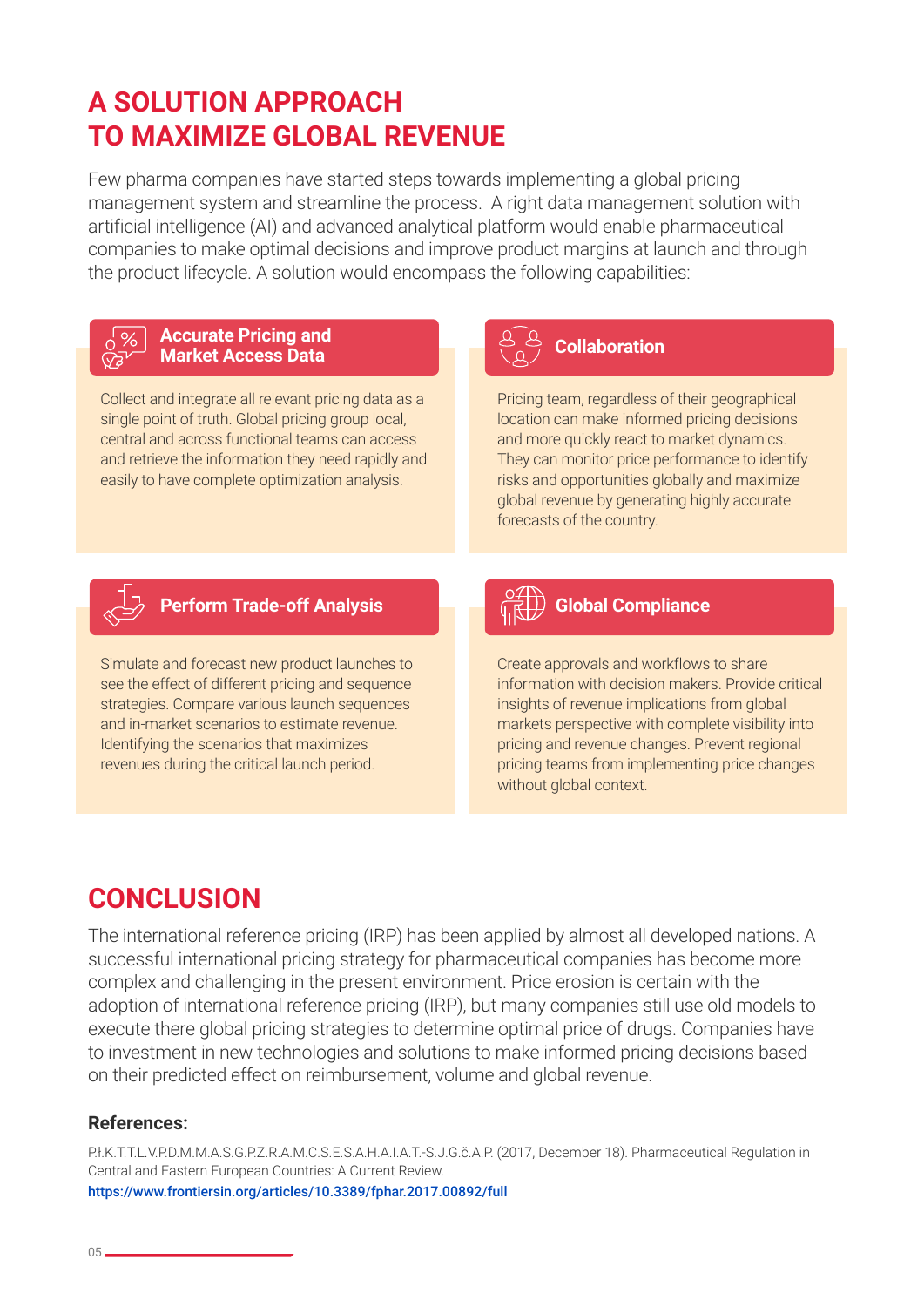# A SOLUTION APPROACH TO MAXIMIZE GLOBAL REVENUE

Few pharma companies have started steps towards implementing a global pricing management system and streamline the process. A right data management solution with artificial intelligence (AI) and advanced analytical platform would enable pharmaceutical companies to make optimal decisions and improve product margins at launch and through the product lifecycle. A solution would encompass the following capabilities:

### Accurate Pricing and Market Access Data

Collect and integrate all relevant pricing data as a single point of truth. Global pricing group local, central and across functional teams can access and retrieve the information they need rapidly and easily to have complete optimization analysis.

### Collaboration

Pricing team, regardless of their geographical location can make informed pricing decisions and more quickly react to market dynamics. They can monitor price performance to identify risks and opportunities globally and maximize global revenue by generating highly accurate forecasts of the country.

### Perform Trade-off Analysis

Simulate and forecast new product launches to see the effect of different pricing and sequence strategies. Compare various launch sequences and in-market scenarios to estimate revenue. Identifying the scenarios that maximizes revenues during the critical launch period.

### Global Compliance

Create approvals and workflows to share information with decision makers. Provide critical insights of revenue implications from global markets perspective with complete visibility into pricing and revenue changes. Prevent regional pricing teams from implementing price changes without global context.

# CONCLUSION

The international reference pricing (IRP) has been applied by almost all developed nations. A successful international pricing strategy for pharmaceutical companies has become more complex and challenging in the present environment. Price erosion is certain with the adoption of international reference pricing (IRP), but many companies still use old models to execute there global pricing strategies to determine optimal price of drugs. Companies have to investment in new technologies and solutions to make informed pricing decisions based on their predicted effect on reimbursement, volume and global revenue.

**References:**

P.Ł.K.T.T.L.V.P.D.M.M.A.S.G.P.Z.R.A.M.C.S.E.S.A.H.A.I.A.T.-S.J.G.č.A.P. (2017, December 18). Pharmaceutical Regulation in Central and Eastern European Countries: A Current Review.
https://www.frontiersin.org/articles/10.3389/fphar.2017.00892/full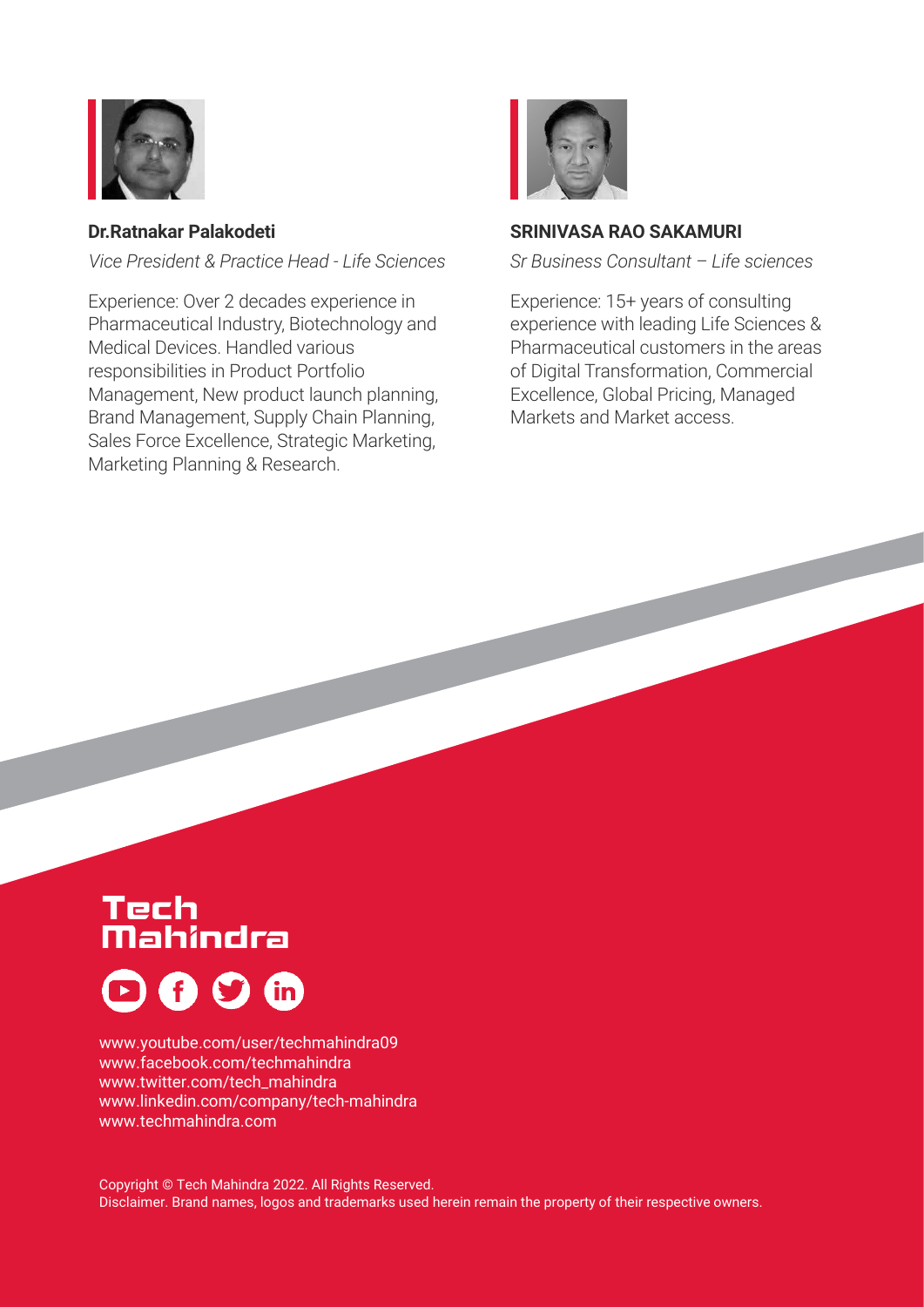**Dr.Ratnakar Palakodeti**

*Vice President & Practice Head - Life Sciences*

Experience: Over 2 decades experience in Pharmaceutical Industry, Biotechnology and Medical Devices. Handled various responsibilities in Product Portfolio Management, New product launch planning, Brand Management, Supply Chain Planning, Sales Force Excellence, Strategic Marketing, Marketing Planning & Research.

**SRINIVASA RAO SAKAMURI**

*Sr Business Consultant – Life sciences*

Experience: 15+ years of consulting experience with leading Life Sciences & Pharmaceutical customers in the areas of Digital Transformation, Commercial Excellence, Global Pricing, Managed Markets and Market access.

Tech Mahindra

www.youtube.com/user/techmahindra09
www.facebook.com/techmahindra
www.twitter.com/tech_mahindra
www.linkedin.com/company/tech-mahindra
www.techmahindra.com

Copyright © Tech Mahindra 2022. All Rights Reserved.
Disclaimer. Brand names, logos and trademarks used herein remain the property of their respective owners.